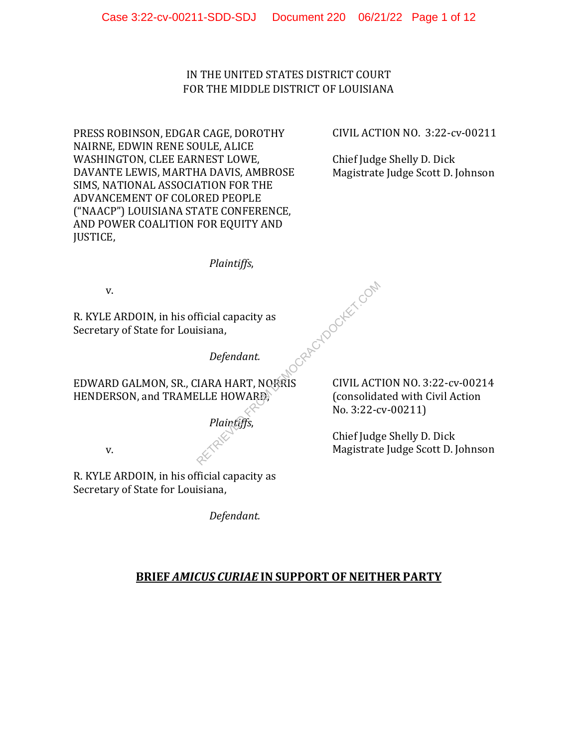IN THE UNITED STATES DISTRICT COURT
FOR THE MIDDLE DISTRICT OF LOUISIANA

PRESS ROBINSON, EDGAR CAGE, DOROTHY NAIRNE, EDWIN RENE SOULE, ALICE WASHINGTON, CLEE EARNEST LOWE, DAVANTE LEWIS, MARTHA DAVIS, AMBROSE SIMS, NATIONAL ASSOCIATION FOR THE ADVANCEMENT OF COLORED PEOPLE ("NAACP") LOUISIANA STATE CONFERENCE, AND POWER COALITION FOR EQUITY AND JUSTICE,

*Plaintiffs*,

v.

R. KYLE ARDOIN, in his official capacity as Secretary of State for Louisiana,

*Defendant.*

CIVIL ACTION NO. 3:22-cv-00211

Chief Judge Shelly D. Dick
Magistrate Judge Scott D. Johnson

EDWARD GALMON, SR., CIARA HART, NORRIS HENDERSON, and TRAMELLE HOWARD,

*Plaintiffs*,

v.

R. KYLE ARDOIN, in his official capacity as Secretary of State for Louisiana,

*Defendant.*

CIVIL ACTION NO. 3:22-cv-00214 (consolidated with Civil Action No. 3:22-cv-00211)

Chief Judge Shelly D. Dick
Magistrate Judge Scott D. Johnson

## BRIEF *AMICUS CURIAE* IN SUPPORT OF NEITHER PARTY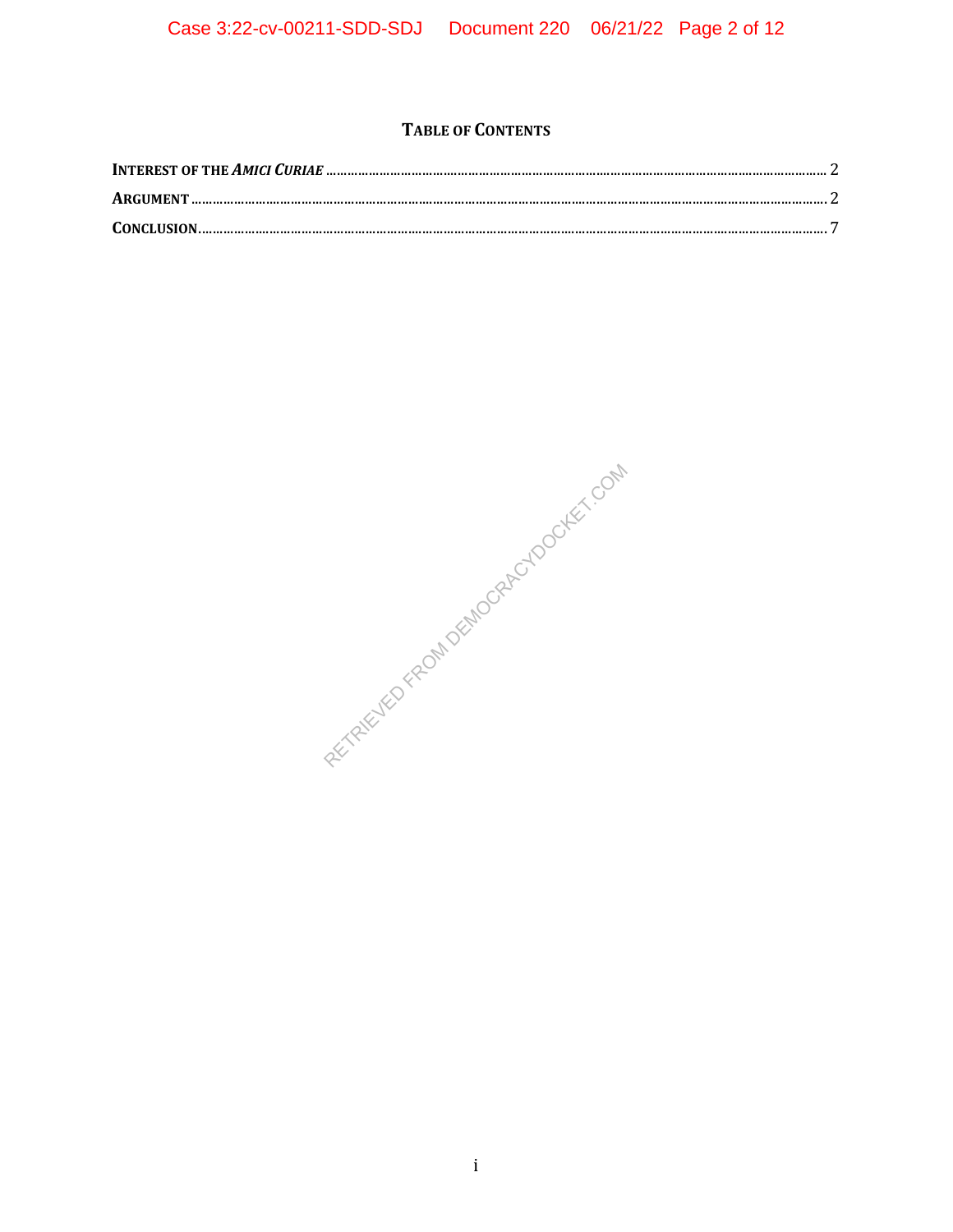## TABLE OF CONTENTS

**INTEREST OF THE *AMICI CURIAE*** .......... 2

**ARGUMENT** .......... 2

**CONCLUSION** .......... 7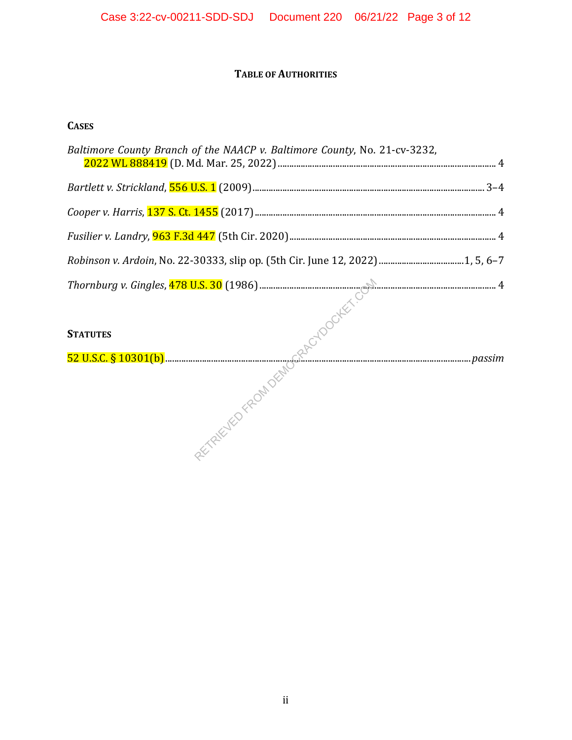# **TABLE OF AUTHORITIES**

## **CASES**

*Baltimore County Branch of the NAACP v. Baltimore County*, No. 21-cv-3232, 2022 WL 888419 (D. Md. Mar. 25, 2022) .......... 4

*Bartlett v. Strickland*, 556 U.S. 1 (2009) .......... 3–4

*Cooper v. Harris*, 137 S. Ct. 1455 (2017) .......... 4

*Fusilier v. Landry*, 963 F.3d 447 (5th Cir. 2020) .......... 4

*Robinson v. Ardoin*, No. 22-30333, slip op. (5th Cir. June 12, 2022) .......... 1, 5, 6–7

*Thornburg v. Gingles*, 478 U.S. 30 (1986) .......... 4

## **STATUTES**

52 U.S.C. § 10301(b) .......... *passim*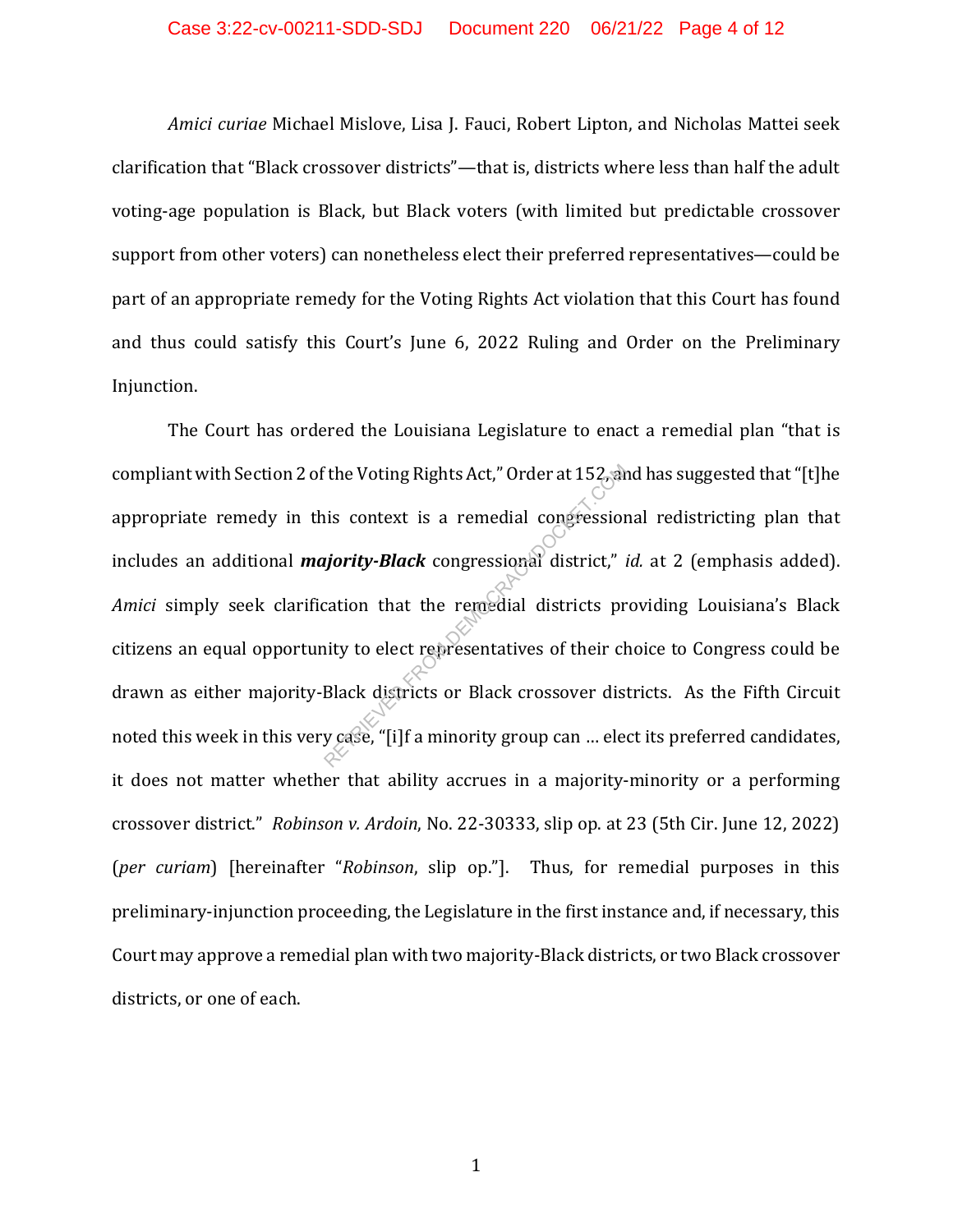*Amici curiae* Michael Mislove, Lisa J. Fauci, Robert Lipton, and Nicholas Mattei seek clarification that "Black crossover districts"—that is, districts where less than half the adult voting-age population is Black, but Black voters (with limited but predictable crossover support from other voters) can nonetheless elect their preferred representatives—could be part of an appropriate remedy for the Voting Rights Act violation that this Court has found and thus could satisfy this Court's June 6, 2022 Ruling and Order on the Preliminary Injunction.

The Court has ordered the Louisiana Legislature to enact a remedial plan "that is compliant with Section 2 of the Voting Rights Act," Order at 152, and has suggested that "[t]he appropriate remedy in this context is a remedial congressional redistricting plan that includes an additional ***majority-Black*** congressional district," *id.* at 2 (emphasis added). *Amici* simply seek clarification that the remedial districts providing Louisiana's Black citizens an equal opportunity to elect representatives of their choice to Congress could be drawn as either majority-Black districts or Black crossover districts. As the Fifth Circuit noted this week in this very case, "[i]f a minority group can … elect its preferred candidates, it does not matter whether that ability accrues in a majority-minority or a performing crossover district." *Robinson v. Ardoin*, No. 22-30333, slip op. at 23 (5th Cir. June 12, 2022) (*per curiam*) [hereinafter "*Robinson*, slip op."]. Thus, for remedial purposes in this preliminary-injunction proceeding, the Legislature in the first instance and, if necessary, this Court may approve a remedial plan with two majority-Black districts, or two Black crossover districts, or one of each.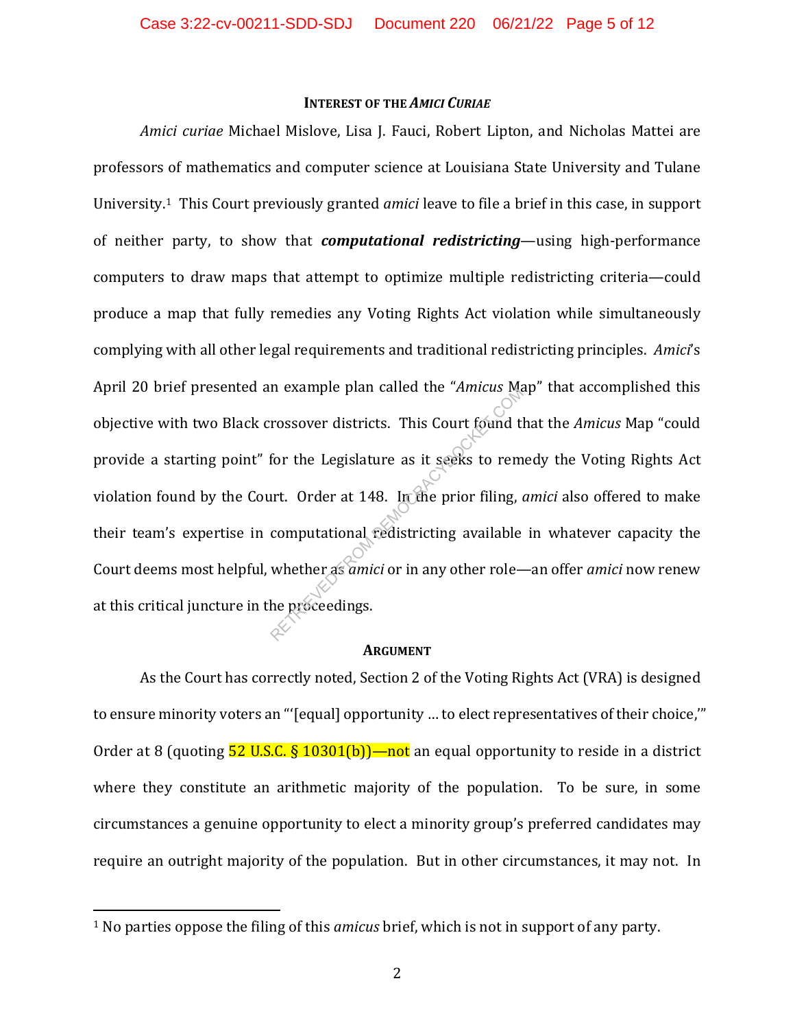## Interest of the *Amici Curiae*

*Amici curiae* Michael Mislove, Lisa J. Fauci, Robert Lipton, and Nicholas Mattei are professors of mathematics and computer science at Louisiana State University and Tulane University.[1] This Court previously granted *amici* leave to file a brief in this case, in support of neither party, to show that ***computational redistricting***—using high-performance computers to draw maps that attempt to optimize multiple redistricting criteria—could produce a map that fully remedies any Voting Rights Act violation while simultaneously complying with all other legal requirements and traditional redistricting principles. *Amici*'s April 20 brief presented an example plan called the "*Amicus* Map" that accomplished this objective with two Black crossover districts. This Court found that the *Amicus* Map "could provide a starting point" for the Legislature as it seeks to remedy the Voting Rights Act violation found by the Court. Order at 148. In the prior filing, *amici* also offered to make their team's expertise in computational redistricting available in whatever capacity the Court deems most helpful, whether as *amici* or in any other role—an offer *amici* now renew at this critical juncture in the proceedings.

## Argument

As the Court has correctly noted, Section 2 of the Voting Rights Act (VRA) is designed to ensure minority voters an "'[equal] opportunity … to elect representatives of their choice,'" Order at 8 (quoting 52 U.S.C. § 10301(b))—not an equal opportunity to reside in a district where they constitute an arithmetic majority of the population. To be sure, in some circumstances a genuine opportunity to elect a minority group's preferred candidates may require an outright majority of the population. But in other circumstances, it may not. In

---

[1] No parties oppose the filing of this *amicus* brief, which is not in support of any party.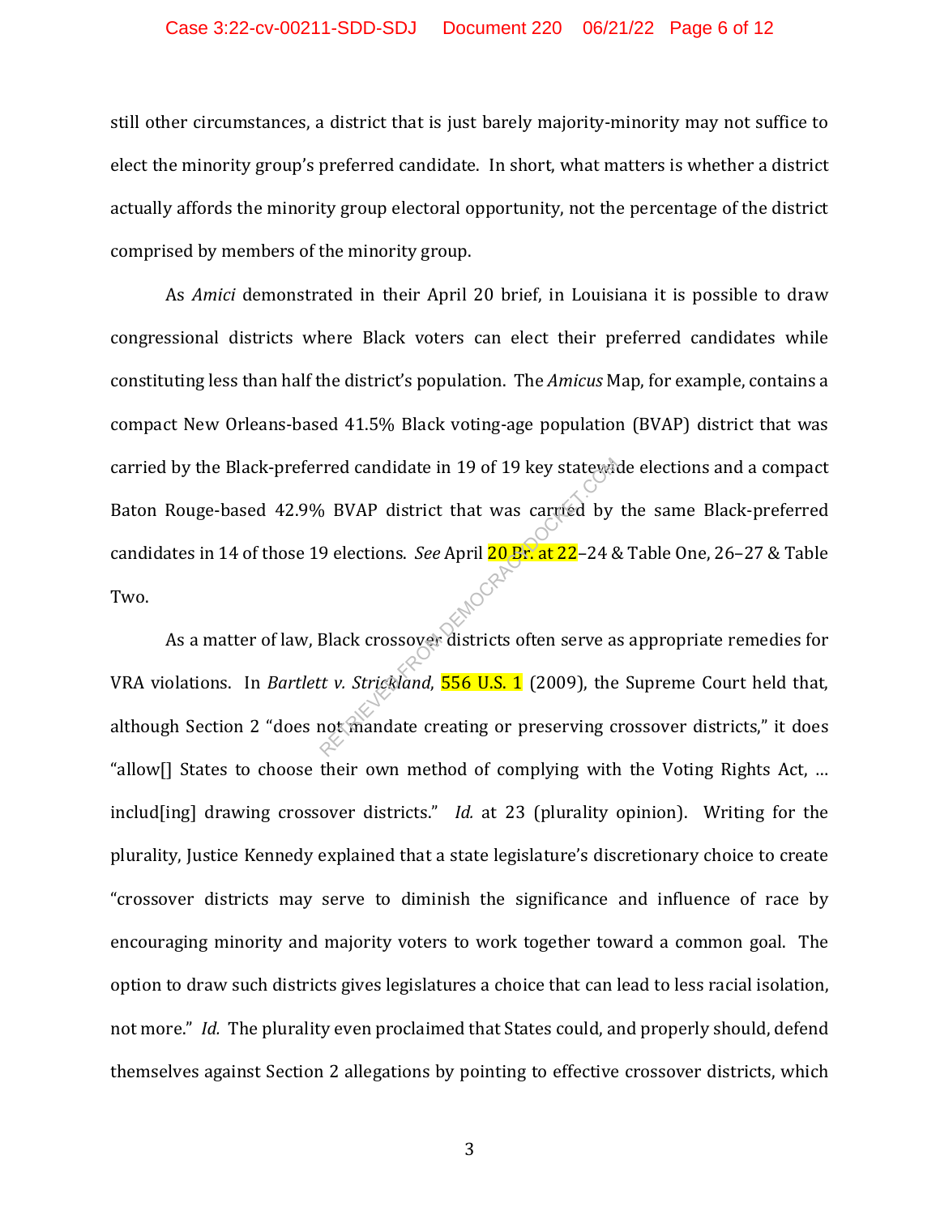still other circumstances, a district that is just barely majority-minority may not suffice to elect the minority group's preferred candidate. In short, what matters is whether a district actually affords the minority group electoral opportunity, not the percentage of the district comprised by members of the minority group.

As *Amici* demonstrated in their April 20 brief, in Louisiana it is possible to draw congressional districts where Black voters can elect their preferred candidates while constituting less than half the district's population. The *Amicus* Map, for example, contains a compact New Orleans-based 41.5% Black voting-age population (BVAP) district that was carried by the Black-preferred candidate in 19 of 19 key statewide elections and a compact Baton Rouge-based 42.9% BVAP district that was carried by the same Black-preferred candidates in 14 of those 19 elections. *See* April 20 Br. at 22–24 & Table One, 26–27 & Table Two.

As a matter of law, Black crossover districts often serve as appropriate remedies for VRA violations. In *Bartlett v. Strickland*, 556 U.S. 1 (2009), the Supreme Court held that, although Section 2 "does not mandate creating or preserving crossover districts," it does "allow[] States to choose their own method of complying with the Voting Rights Act, … includ[ing] drawing crossover districts." *Id.* at 23 (plurality opinion). Writing for the plurality, Justice Kennedy explained that a state legislature's discretionary choice to create "crossover districts may serve to diminish the significance and influence of race by encouraging minority and majority voters to work together toward a common goal. The option to draw such districts gives legislatures a choice that can lead to less racial isolation, not more." *Id.* The plurality even proclaimed that States could, and properly should, defend themselves against Section 2 allegations by pointing to effective crossover districts, which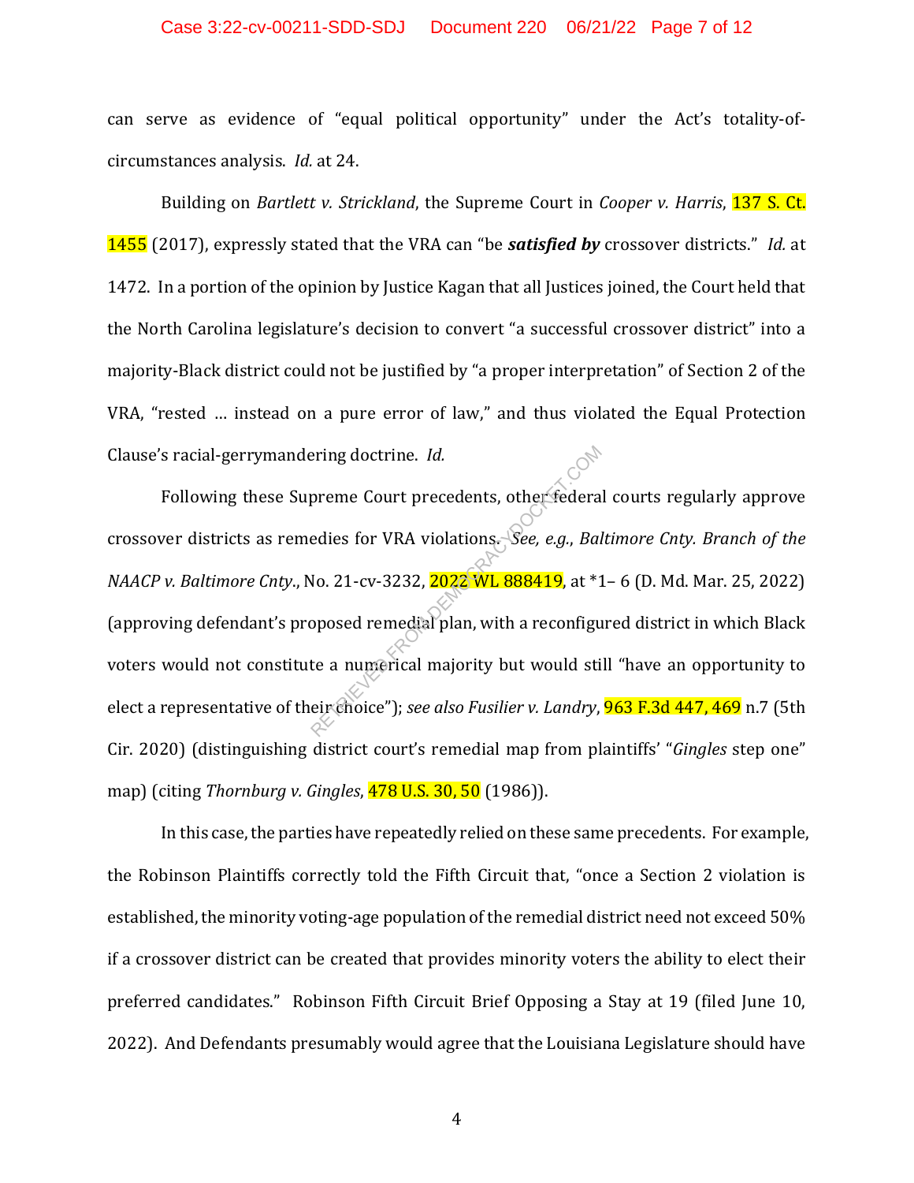can serve as evidence of "equal political opportunity" under the Act's totality-of-circumstances analysis. *Id.* at 24.

Building on *Bartlett v. Strickland*, the Supreme Court in *Cooper v. Harris*, 137 S. Ct. 1455 (2017), expressly stated that the VRA can "be ***satisfied by*** crossover districts." *Id.* at 1472. In a portion of the opinion by Justice Kagan that all Justices joined, the Court held that the North Carolina legislature's decision to convert "a successful crossover district" into a majority-Black district could not be justified by "a proper interpretation" of Section 2 of the VRA, "rested … instead on a pure error of law," and thus violated the Equal Protection Clause's racial-gerrymandering doctrine. *Id.*

Following these Supreme Court precedents, other federal courts regularly approve crossover districts as remedies for VRA violations. *See, e.g.*, *Baltimore Cnty. Branch of the NAACP v. Baltimore Cnty.*, No. 21-cv-3232, 2022 WL 888419, at *1– 6 (D. Md. Mar. 25, 2022) (approving defendant's proposed remedial plan, with a reconfigured district in which Black voters would not constitute a numerical majority but would still "have an opportunity to elect a representative of their choice"); *see also Fusilier v. Landry*, 963 F.3d 447, 469 n.7 (5th Cir. 2020) (distinguishing district court's remedial map from plaintiffs' "*Gingles* step one" map) (citing *Thornburg v. Gingles*, 478 U.S. 30, 50 (1986)).

In this case, the parties have repeatedly relied on these same precedents. For example, the Robinson Plaintiffs correctly told the Fifth Circuit that, "once a Section 2 violation is established, the minority voting-age population of the remedial district need not exceed 50% if a crossover district can be created that provides minority voters the ability to elect their preferred candidates." Robinson Fifth Circuit Brief Opposing a Stay at 19 (filed June 10, 2022). And Defendants presumably would agree that the Louisiana Legislature should have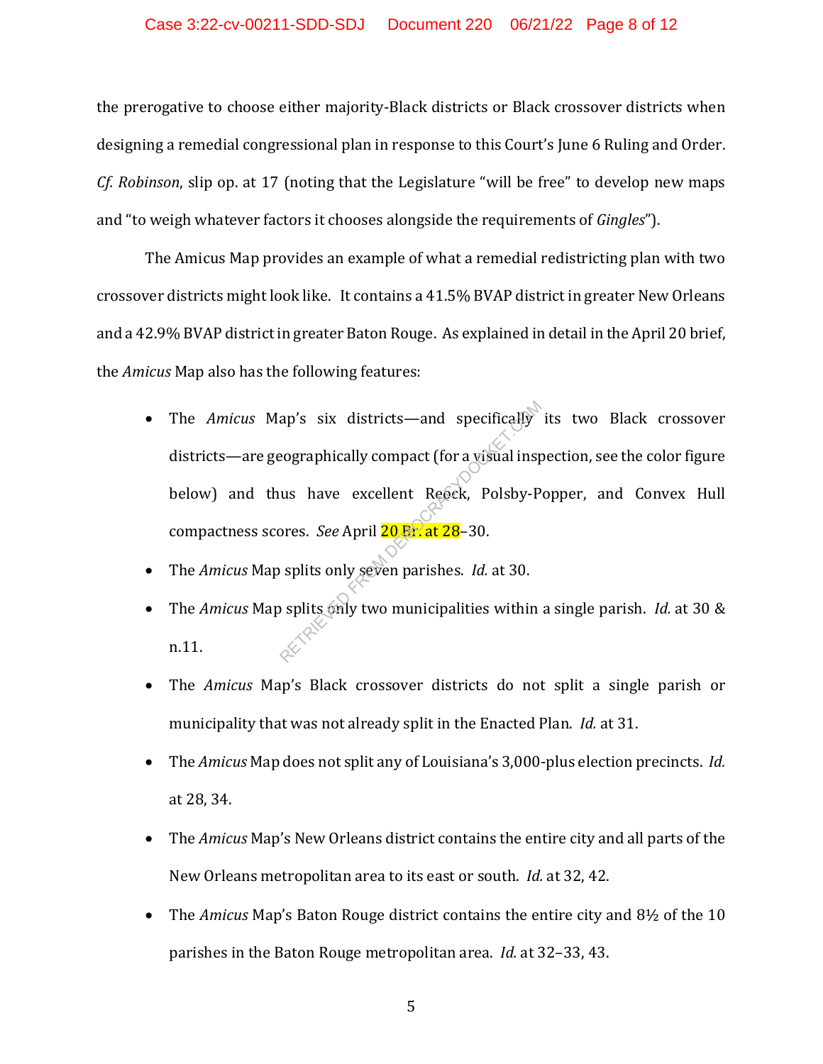the prerogative to choose either majority-Black districts or Black crossover districts when designing a remedial congressional plan in response to this Court's June 6 Ruling and Order. *Cf. Robinson*, slip op. at 17 (noting that the Legislature "will be free" to develop new maps and "to weigh whatever factors it chooses alongside the requirements of *Gingles*").

The Amicus Map provides an example of what a remedial redistricting plan with two crossover districts might look like. It contains a 41.5% BVAP district in greater New Orleans and a 42.9% BVAP district in greater Baton Rouge. As explained in detail in the April 20 brief, the *Amicus* Map also has the following features:

- The *Amicus* Map's six districts—and specifically its two Black crossover districts—are geographically compact (for a visual inspection, see the color figure below) and thus have excellent Reock, Polsby-Popper, and Convex Hull compactness scores. *See* April 20 Br. at 28–30.
- The *Amicus* Map splits only seven parishes. *Id.* at 30.
- The *Amicus* Map splits only two municipalities within a single parish. *Id.* at 30 & n.11.
- The *Amicus* Map's Black crossover districts do not split a single parish or municipality that was not already split in the Enacted Plan. *Id.* at 31.
- The *Amicus* Map does not split any of Louisiana's 3,000-plus election precincts. *Id.* at 28, 34.
- The *Amicus* Map's New Orleans district contains the entire city and all parts of the New Orleans metropolitan area to its east or south. *Id.* at 32, 42.
- The *Amicus* Map's Baton Rouge district contains the entire city and 8½ of the 10 parishes in the Baton Rouge metropolitan area. *Id.* at 32–33, 43.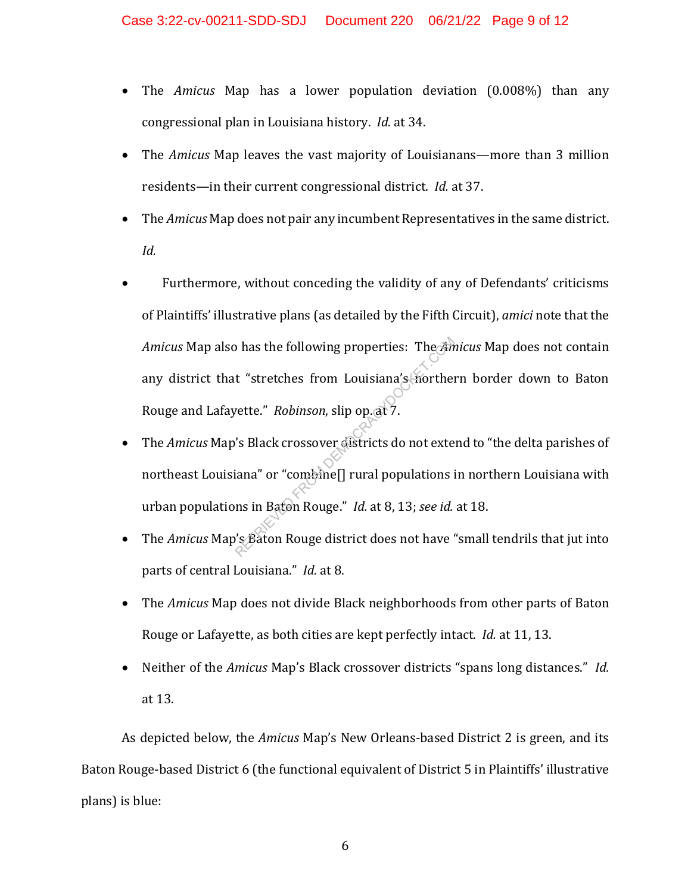- The *Amicus* Map has a lower population deviation (0.008%) than any congressional plan in Louisiana history. *Id.* at 34.
- The *Amicus* Map leaves the vast majority of Louisianans—more than 3 million residents—in their current congressional district. *Id.* at 37.
- The *Amicus* Map does not pair any incumbent Representatives in the same district. *Id.*
- Furthermore, without conceding the validity of any of Defendants' criticisms of Plaintiffs' illustrative plans (as detailed by the Fifth Circuit), *amici* note that the *Amicus* Map also has the following properties: The *Amicus* Map does not contain any district that "stretches from Louisiana's northern border down to Baton Rouge and Lafayette." *Robinson*, slip op. at 7.
- The *Amicus* Map's Black crossover districts do not extend to "the delta parishes of northeast Louisiana" or "combine[] rural populations in northern Louisiana with urban populations in Baton Rouge." *Id.* at 8, 13; *see id.* at 18.
- The *Amicus* Map's Baton Rouge district does not have "small tendrils that jut into parts of central Louisiana." *Id.* at 8.
- The *Amicus* Map does not divide Black neighborhoods from other parts of Baton Rouge or Lafayette, as both cities are kept perfectly intact. *Id.* at 11, 13.
- Neither of the *Amicus* Map's Black crossover districts "spans long distances." *Id.* at 13.

As depicted below, the *Amicus* Map's New Orleans-based District 2 is green, and its Baton Rouge-based District 6 (the functional equivalent of District 5 in Plaintiffs' illustrative plans) is blue: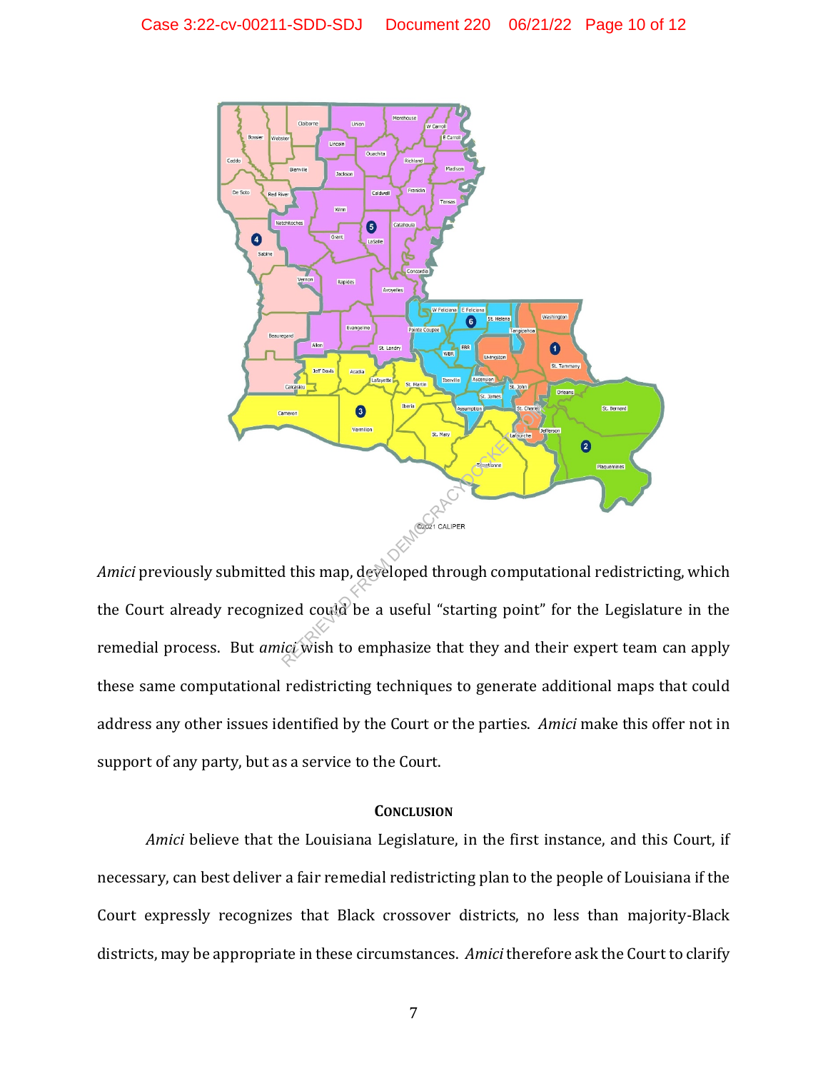*Amici* previously submitted this map, developed through computational redistricting, which the Court already recognized could be a useful "starting point" for the Legislature in the remedial process. But *amici* wish to emphasize that they and their expert team can apply these same computational redistricting techniques to generate additional maps that could address any other issues identified by the Court or the parties. *Amici* make this offer not in support of any party, but as a service to the Court.

## Conclusion

*Amici* believe that the Louisiana Legislature, in the first instance, and this Court, if necessary, can best deliver a fair remedial redistricting plan to the people of Louisiana if the Court expressly recognizes that Black crossover districts, no less than majority-Black districts, may be appropriate in these circumstances. *Amici* therefore ask the Court to clarify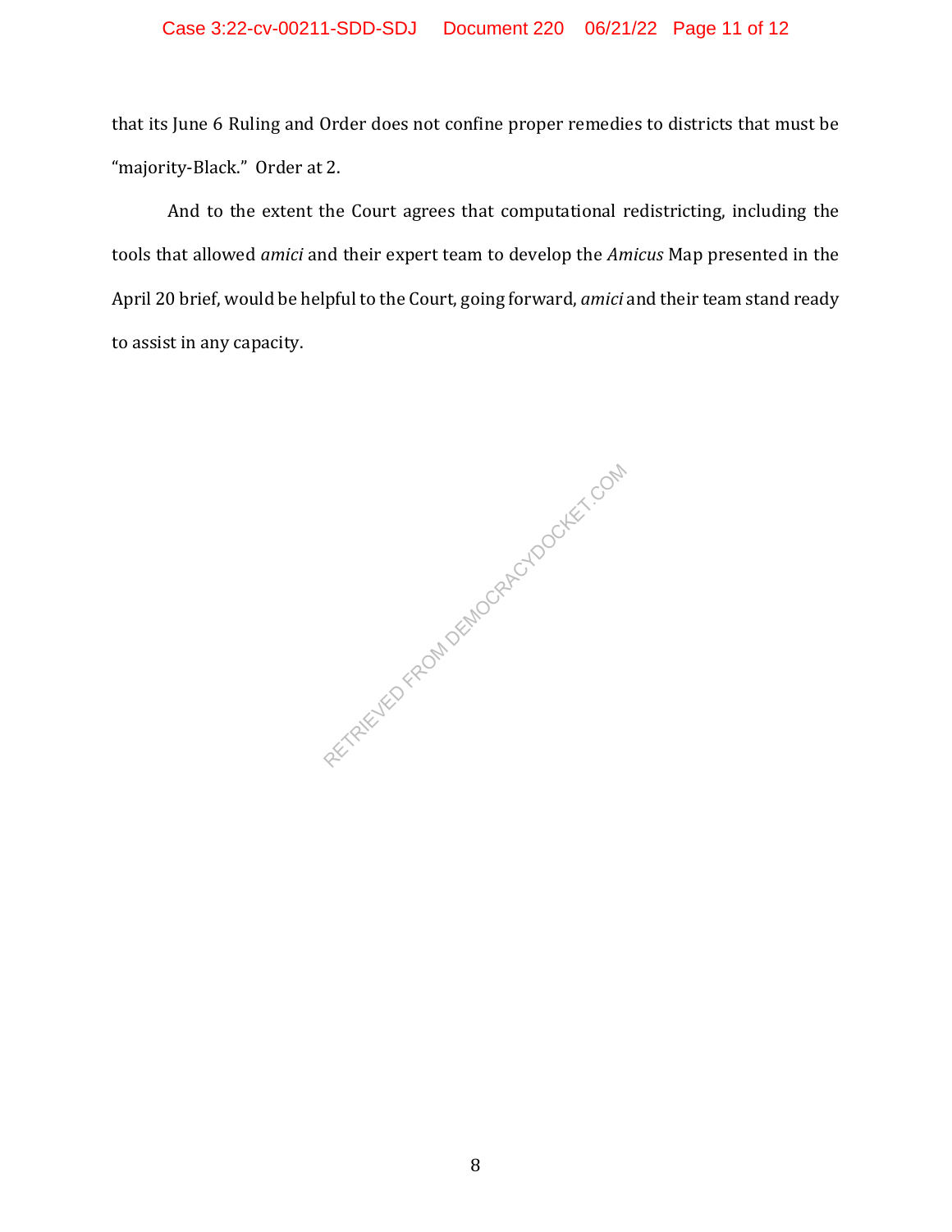that its June 6 Ruling and Order does not confine proper remedies to districts that must be "majority-Black." Order at 2.

And to the extent the Court agrees that computational redistricting, including the tools that allowed *amici* and their expert team to develop the *Amicus* Map presented in the April 20 brief, would be helpful to the Court, going forward, *amici* and their team stand ready to assist in any capacity.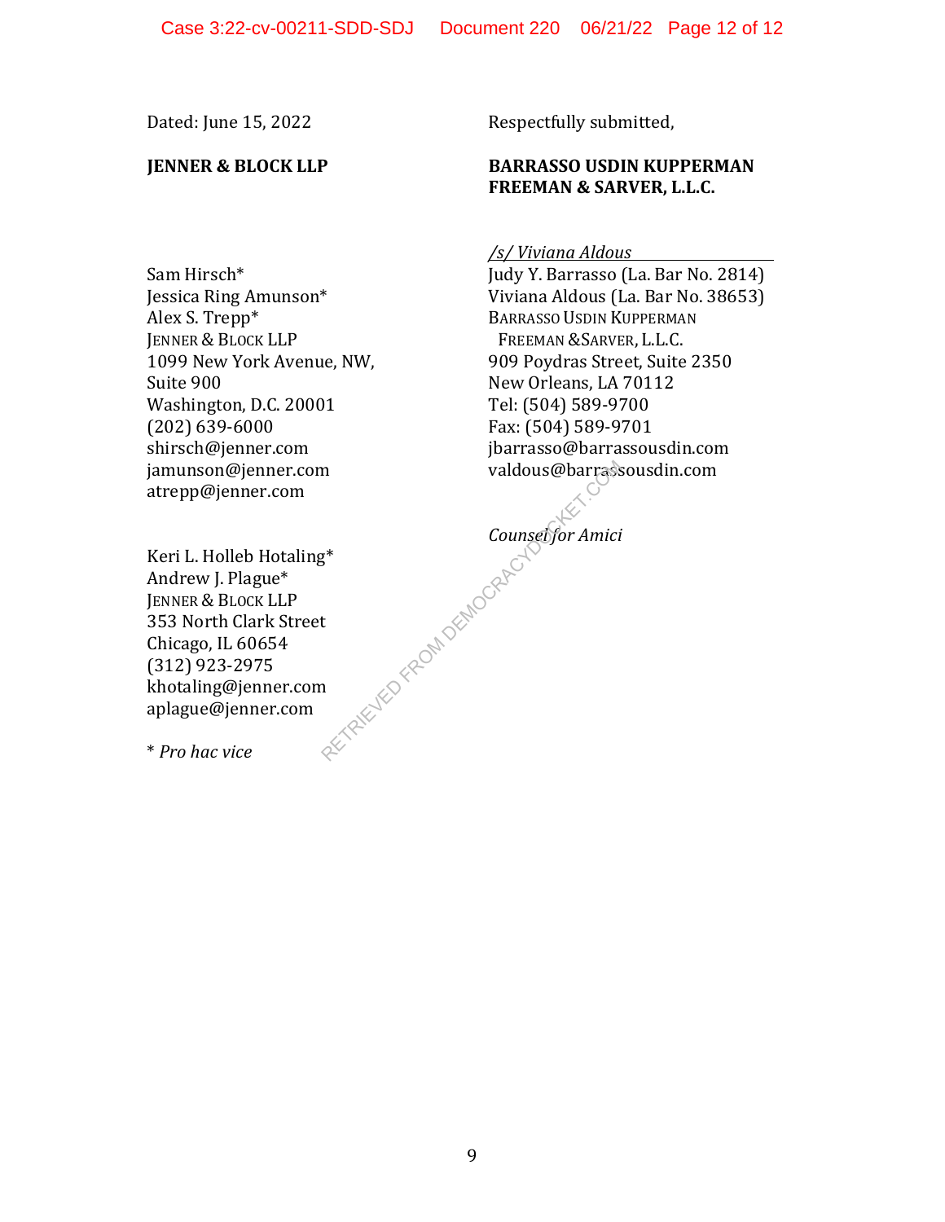Dated: June 15, 2022

Respectfully submitted,

**JENNER & BLOCK LLP**

Sam Hirsch*
Jessica Ring Amunson*
Alex S. Trepp*
JENNER & BLOCK LLP
1099 New York Avenue, NW,
Suite 900
Washington, D.C. 20001
(202) 639-6000
shirsch@jenner.com
jamunson@jenner.com
atrepp@jenner.com

Keri L. Holleb Hotaling*
Andrew J. Plague*
JENNER & BLOCK LLP
353 North Clark Street
Chicago, IL 60654
(312) 923-2975
khotaling@jenner.com
aplague@jenner.com

\* *Pro hac vice*

**BARRASSO USDIN KUPPERMAN FREEMAN & SARVER, L.L.C.**

*/s/ Viviana Aldous*
Judy Y. Barrasso (La. Bar No. 2814)
Viviana Aldous (La. Bar No. 38653)
BARRASSO USDIN KUPPERMAN
FREEMAN & SARVER, L.L.C.
909 Poydras Street, Suite 2350
New Orleans, LA 70112
Tel: (504) 589-9700
Fax: (504) 589-9701
jbarrasso@barrassousdin.com
valdous@barrassousdin.com

*Counsel for Amici*